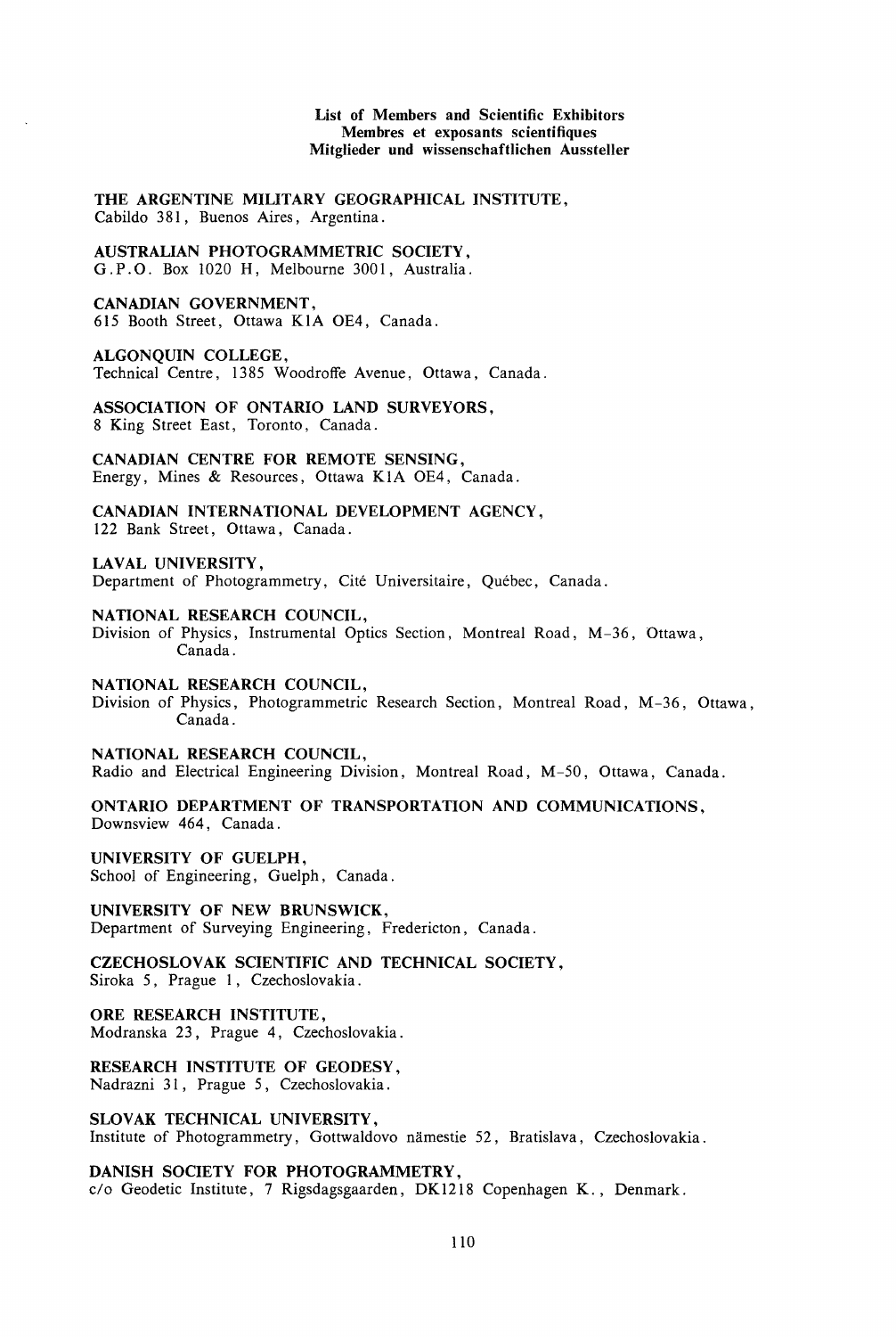**List of Members and Scientific Exhibitors**
**Membres et exposants scientifiques**
**Mitglieder und wissenschaftlichen Aussteller**

**THE ARGENTINE MILITARY GEOGRAPHICAL INSTITUTE,**
Cabildo 381, Buenos Aires, Argentina.

**AUSTRALIAN PHOTOGRAMMETRIC SOCIETY,**
G.P.O. Box 1020 H, Melbourne 3001, Australia.

**CANADIAN GOVERNMENT,**
615 Booth Street, Ottawa K1A OE4, Canada.

**ALGONQUIN COLLEGE,**
Technical Centre, 1385 Woodroffe Avenue, Ottawa, Canada.

**ASSOCIATION OF ONTARIO LAND SURVEYORS,**
8 King Street East, Toronto, Canada.

**CANADIAN CENTRE FOR REMOTE SENSING,**
Energy, Mines & Resources, Ottawa K1A OE4, Canada.

**CANADIAN INTERNATIONAL DEVELOPMENT AGENCY,**
122 Bank Street, Ottawa, Canada.

**LAVAL UNIVERSITY,**
Department of Photogrammetry, Cité Universitaire, Québec, Canada.

**NATIONAL RESEARCH COUNCIL,**
Division of Physics, Instrumental Optics Section, Montreal Road, M-36, Ottawa, Canada.

**NATIONAL RESEARCH COUNCIL,**
Division of Physics, Photogrammetric Research Section, Montreal Road, M-36, Ottawa, Canada.

**NATIONAL RESEARCH COUNCIL,**
Radio and Electrical Engineering Division, Montreal Road, M-50, Ottawa, Canada.

**ONTARIO DEPARTMENT OF TRANSPORTATION AND COMMUNICATIONS,**
Downsview 464, Canada.

**UNIVERSITY OF GUELPH,**
School of Engineering, Guelph, Canada.

**UNIVERSITY OF NEW BRUNSWICK,**
Department of Surveying Engineering, Fredericton, Canada.

**CZECHOSLOVAK SCIENTIFIC AND TECHNICAL SOCIETY,**
Siroka 5, Prague 1, Czechoslovakia.

**ORE RESEARCH INSTITUTE,**
Modranska 23, Prague 4, Czechoslovakia.

**RESEARCH INSTITUTE OF GEODESY,**
Nadrazni 31, Prague 5, Czechoslovakia.

**SLOVAK TECHNICAL UNIVERSITY,**
Institute of Photogrammetry, Gottwaldovo nämestie 52, Bratislava, Czechoslovakia.

**DANISH SOCIETY FOR PHOTOGRAMMETRY,**
c/o Geodetic Institute, 7 Rigsdagsgaarden, DK1218 Copenhagen K., Denmark.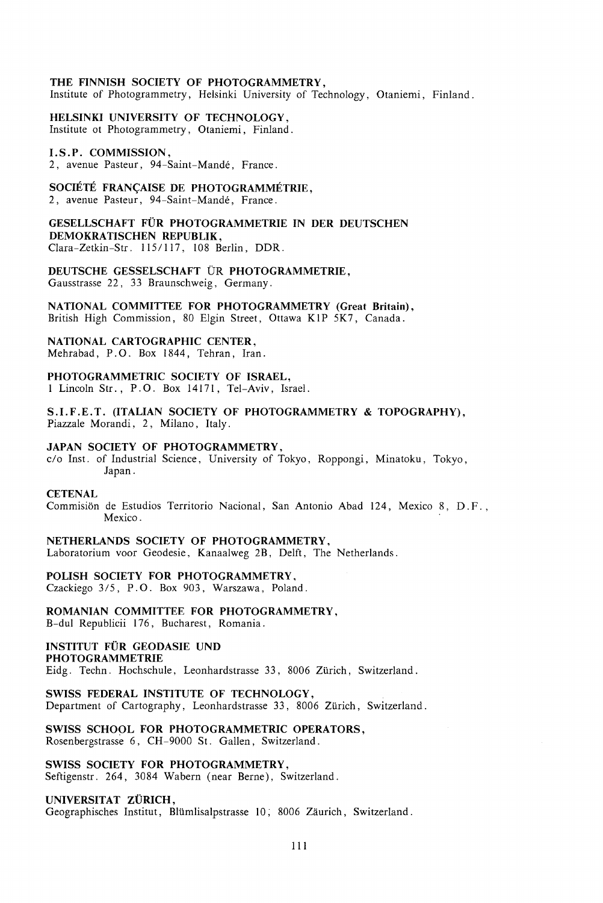**THE FINNISH SOCIETY OF PHOTOGRAMMETRY,**
Institute of Photogrammetry, Helsinki University of Technology, Otaniemi, Finland.

**HELSINKI UNIVERSITY OF TECHNOLOGY,**
Institute ot Photogrammetry, Otaniemi, Finland.

**I.S.P. COMMISSION,**
2, avenue Pasteur, 94-Saint-Mandé, France.

**SOCIÉTÉ FRANÇAISE DE PHOTOGRAMMÉTRIE,**
2, avenue Pasteur, 94-Saint-Mandé, France.

**GESELLSCHAFT FÜR PHOTOGRAMMETRIE IN DER DEUTSCHEN DEMOKRATISCHEN REPUBLIK,**
Clara-Zetkin-Str. 115/117, 108 Berlin, DDR.

**DEUTSCHE GESSELSCHAFT ÜR PHOTOGRAMMETRIE,**
Gausstrasse 22, 33 Braunschweig, Germany.

**NATIONAL COMMITTEE FOR PHOTOGRAMMETRY (Great Britain),**
British High Commission, 80 Elgin Street, Ottawa K1P 5K7, Canada.

**NATIONAL CARTOGRAPHIC CENTER,**
Mehrabad, P.O. Box 1844, Tehran, Iran.

**PHOTOGRAMMETRIC SOCIETY OF ISRAEL,**
1 Lincoln Str., P.O. Box 14171, Tel-Aviv, Israel.

**S.I.F.E.T. (ITALIAN SOCIETY OF PHOTOGRAMMETRY & TOPOGRAPHY),**
Piazzale Morandi, 2, Milano, Italy.

**JAPAN SOCIETY OF PHOTOGRAMMETRY,**
c/o Inst. of Industrial Science, University of Tokyo, Roppongi, Minatoku, Tokyo, Japan.

**CETENAL**
Commisiön de Estudios Territorio Nacional, San Antonio Abad 124, Mexico 8, D.F., Mexico.

**NETHERLANDS SOCIETY OF PHOTOGRAMMETRY,**
Laboratorium voor Geodesie, Kanaalweg 2B, Delft, The Netherlands.

**POLISH SOCIETY FOR PHOTOGRAMMETRY,**
Czackiego 3/5, P.O. Box 903, Warszawa, Poland.

**ROMANIAN COMMITTEE FOR PHOTOGRAMMETRY,**
B-dul Republicii 176, Bucharest, Romania.

**INSTITUT FÜR GEODASIE UND PHOTOGRAMMETRIE**
Eidg. Techn. Hochschule, Leonhardstrasse 33, 8006 Zürich, Switzerland.

**SWISS FEDERAL INSTITUTE OF TECHNOLOGY,**
Department of Cartography, Leonhardstrasse 33, 8006 Zürich, Switzerland.

**SWISS SCHOOL FOR PHOTOGRAMMETRIC OPERATORS,**
Rosenbergstrasse 6, CH-9000 St. Gallen, Switzerland.

**SWISS SOCIETY FOR PHOTOGRAMMETRY,**
Seftigenstr. 264, 3084 Wabern (near Berne), Switzerland.

**UNIVERSITAT ZÜRICH,**
Geographisches Institut, Blümlisalpstrasse 10; 8006 Zäurich, Switzerland.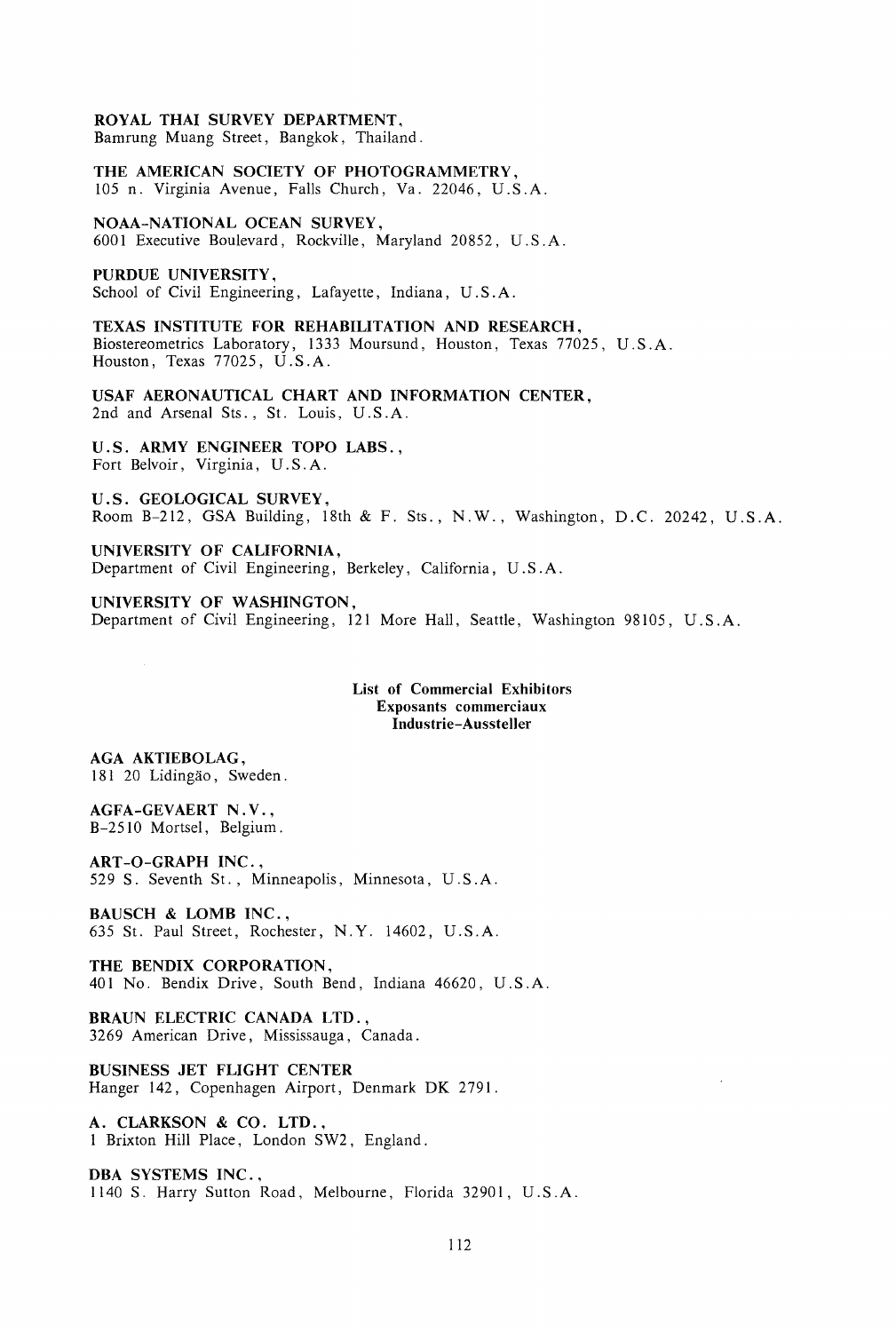**ROYAL THAI SURVEY DEPARTMENT,**
Bamrung Muang Street, Bangkok, Thailand.

**THE AMERICAN SOCIETY OF PHOTOGRAMMETRY,**
105 n. Virginia Avenue, Falls Church, Va. 22046, U.S.A.

**NOAA-NATIONAL OCEAN SURVEY,**
6001 Executive Boulevard, Rockville, Maryland 20852, U.S.A.

**PURDUE UNIVERSITY,**
School of Civil Engineering, Lafayette, Indiana, U.S.A.

**TEXAS INSTITUTE FOR REHABILITATION AND RESEARCH,**
Biostereometrics Laboratory, 1333 Moursund, Houston, Texas 77025, U.S.A.
Houston, Texas 77025, U.S.A.

**USAF AERONAUTICAL CHART AND INFORMATION CENTER,**
2nd and Arsenal Sts., St. Louis, U.S.A.

**U.S. ARMY ENGINEER TOPO LABS.,**
Fort Belvoir, Virginia, U.S.A.

**U.S. GEOLOGICAL SURVEY,**
Room B-212, GSA Building, 18th & F. Sts., N.W., Washington, D.C. 20242, U.S.A.

**UNIVERSITY OF CALIFORNIA,**
Department of Civil Engineering, Berkeley, California, U.S.A.

**UNIVERSITY OF WASHINGTON,**
Department of Civil Engineering, 121 More Hall, Seattle, Washington 98105, U.S.A.

## List of Commercial Exhibitors
## Exposants commerciaux
## Industrie-Aussteller

**AGA AKTIEBOLAG,**
181 20 Lidingão, Sweden.

**AGFA-GEVAERT N.V.,**
B-2510 Mortsel, Belgium.

**ART-O-GRAPH INC.,**
529 S. Seventh St., Minneapolis, Minnesota, U.S.A.

**BAUSCH & LOMB INC.,**
635 St. Paul Street, Rochester, N.Y. 14602, U.S.A.

**THE BENDIX CORPORATION,**
401 No. Bendix Drive, South Bend, Indiana 46620, U.S.A.

**BRAUN ELECTRIC CANADA LTD.,**
3269 American Drive, Mississauga, Canada.

**BUSINESS JET FLIGHT CENTER**
Hanger 142, Copenhagen Airport, Denmark DK 2791.

**A. CLARKSON & CO. LTD.,**
1 Brixton Hill Place, London SW2, England.

**DBA SYSTEMS INC.,**
1140 S. Harry Sutton Road, Melbourne, Florida 32901, U.S.A.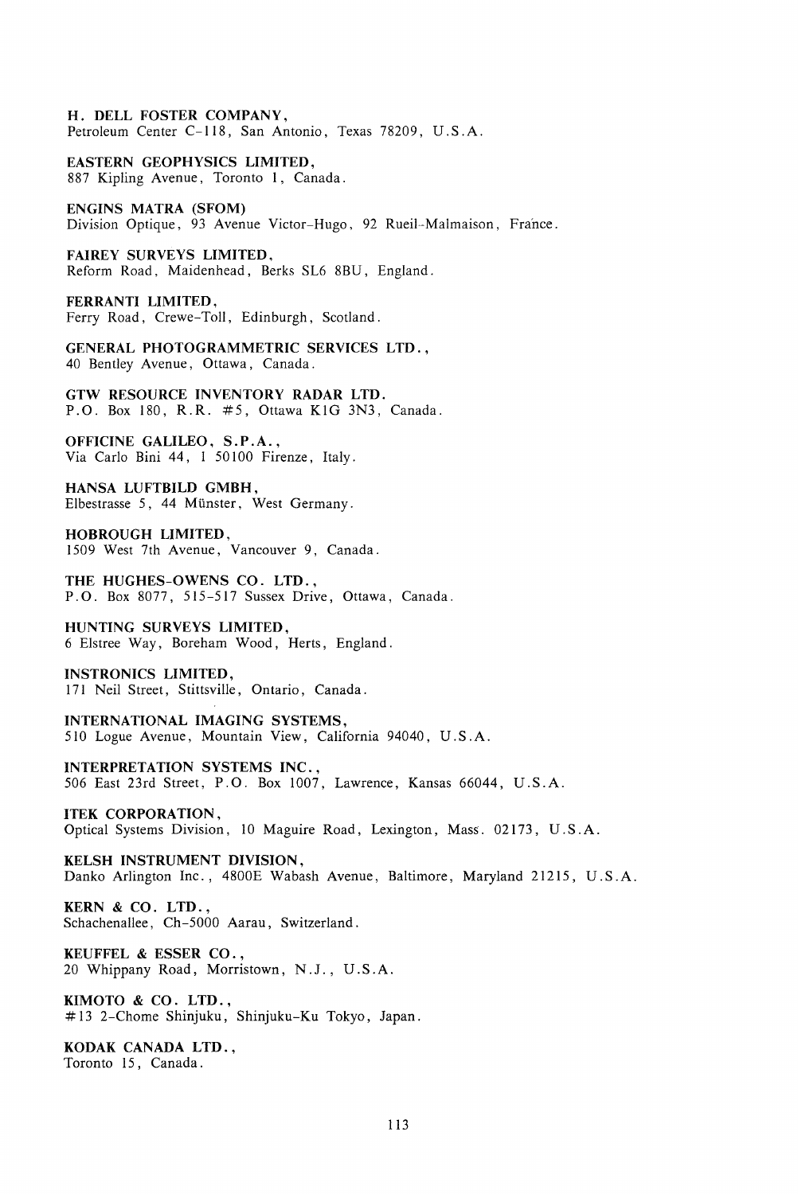**H. DELL FOSTER COMPANY,**
Petroleum Center C-118, San Antonio, Texas 78209, U.S.A.

**EASTERN GEOPHYSICS LIMITED,**
887 Kipling Avenue, Toronto 1, Canada.

**ENGINS MATRA (SFOM)**
Division Optique, 93 Avenue Victor-Hugo, 92 Rueil-Malmaison, France.

**FAIREY SURVEYS LIMITED,**
Reform Road, Maidenhead, Berks SL6 8BU, England.

**FERRANTI LIMITED,**
Ferry Road, Crewe-Toll, Edinburgh, Scotland.

**GENERAL PHOTOGRAMMETRIC SERVICES LTD.,**
40 Bentley Avenue, Ottawa, Canada.

**GTW RESOURCE INVENTORY RADAR LTD.**
P.O. Box 180, R.R. #5, Ottawa K1G 3N3, Canada.

**OFFICINE GALILEO, S.P.A.,**
Via Carlo Bini 44, I 50100 Firenze, Italy.

**HANSA LUFTBILD GMBH,**
Elbestrasse 5, 44 Münster, West Germany.

**HOBROUGH LIMITED,**
1509 West 7th Avenue, Vancouver 9, Canada.

**THE HUGHES-OWENS CO. LTD.,**
P.O. Box 8077, 515-517 Sussex Drive, Ottawa, Canada.

**HUNTING SURVEYS LIMITED,**
6 Elstree Way, Boreham Wood, Herts, England.

**INSTRONICS LIMITED,**
171 Neil Street, Stittsville, Ontario, Canada.

**INTERNATIONAL IMAGING SYSTEMS,**
510 Logue Avenue, Mountain View, California 94040, U.S.A.

**INTERPRETATION SYSTEMS INC.,**
506 East 23rd Street, P.O. Box 1007, Lawrence, Kansas 66044, U.S.A.

**ITEK CORPORATION,**
Optical Systems Division, 10 Maguire Road, Lexington, Mass. 02173, U.S.A.

**KELSH INSTRUMENT DIVISION,**
Danko Arlington Inc., 4800E Wabash Avenue, Baltimore, Maryland 21215, U.S.A.

**KERN & CO. LTD.,**
Schachenallee, Ch-5000 Aarau, Switzerland.

**KEUFFEL & ESSER CO.,**
20 Whippany Road, Morristown, N.J., U.S.A.

**KIMOTO & CO. LTD.,**
#13 2-Chome Shinjuku, Shinjuku-Ku Tokyo, Japan.

**KODAK CANADA LTD.,**
Toronto 15, Canada.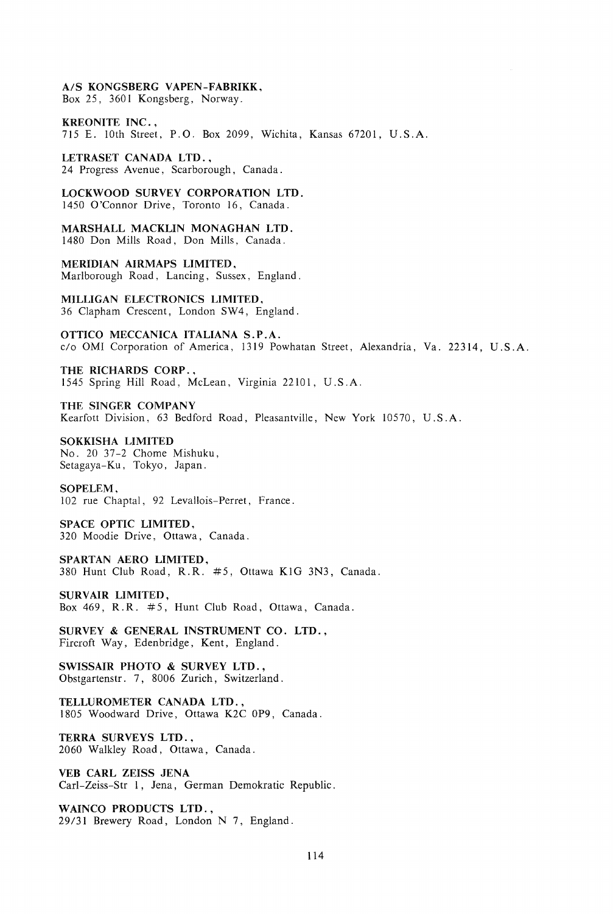**A/S KONGSBERG VAPEN-FABRIKK,**
Box 25, 3601 Kongsberg, Norway.

**KREONITE INC.,**
715 E. 10th Street, P.O. Box 2099, Wichita, Kansas 67201, U.S.A.

**LETRASET CANADA LTD.,**
24 Progress Avenue, Scarborough, Canada.

**LOCKWOOD SURVEY CORPORATION LTD.**
1450 O'Connor Drive, Toronto 16, Canada.

**MARSHALL MACKLIN MONAGHAN LTD.**
1480 Don Mills Road, Don Mills, Canada.

**MERIDIAN AIRMAPS LIMITED,**
Marlborough Road, Lancing, Sussex, England.

**MILLIGAN ELECTRONICS LIMITED,**
36 Clapham Crescent, London SW4, England.

**OTTICO MECCANICA ITALIANA S.P.A.**
c/o OMI Corporation of America, 1319 Powhatan Street, Alexandria, Va. 22314, U.S.A.

**THE RICHARDS CORP.,**
1545 Spring Hill Road, McLean, Virginia 22101, U.S.A.

**THE SINGER COMPANY**
Kearfott Division, 63 Bedford Road, Pleasantville, New York 10570, U.S.A.

**SOKKISHA LIMITED**
No. 20 37-2 Chome Mishuku,
Setagaya-Ku, Tokyo, Japan.

**SOPELEM,**
102 rue Chaptal, 92 Levallois-Perret, France.

**SPACE OPTIC LIMITED,**
320 Moodie Drive, Ottawa, Canada.

**SPARTAN AERO LIMITED,**
380 Hunt Club Road, R.R. #5, Ottawa K1G 3N3, Canada.

**SURVAIR LIMITED,**
Box 469, R.R. #5, Hunt Club Road, Ottawa, Canada.

**SURVEY & GENERAL INSTRUMENT CO. LTD.,**
Fircroft Way, Edenbridge, Kent, England.

**SWISSAIR PHOTO & SURVEY LTD.,**
Obstgartenstr. 7, 8006 Zurich, Switzerland.

**TELLUROMETER CANADA LTD.,**
1805 Woodward Drive, Ottawa K2C 0P9, Canada.

**TERRA SURVEYS LTD.,**
2060 Walkley Road, Ottawa, Canada.

**VEB CARL ZEISS JENA**
Carl-Zeiss-Str 1, Jena, German Demokratic Republic.

**WAINCO PRODUCTS LTD.,**
29/31 Brewery Road, London N 7, England.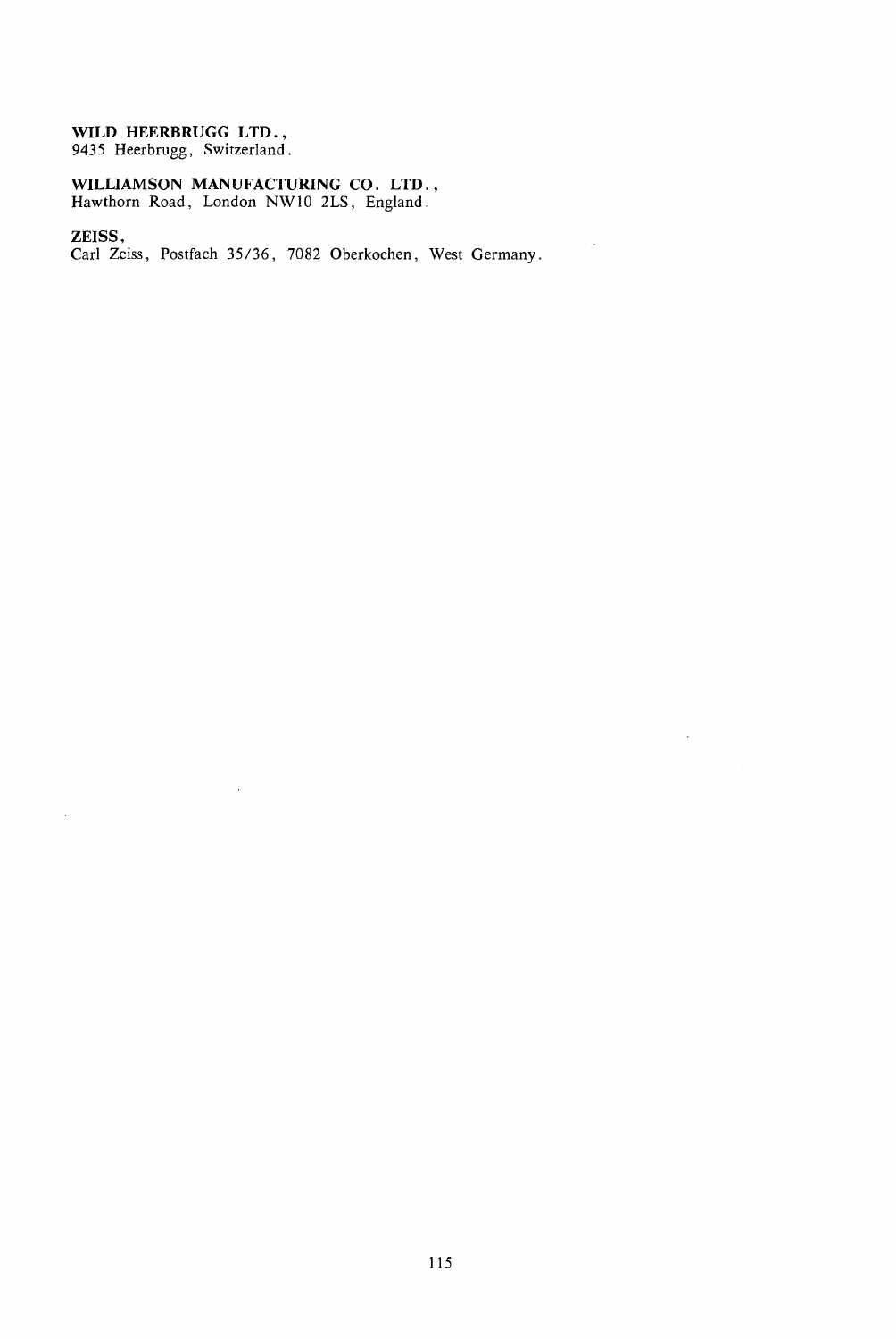**WILD HEERBRUGG LTD.,**
9435 Heerbrugg, Switzerland.

**WILLIAMSON MANUFACTURING CO. LTD.,**
Hawthorn Road, London NW10 2LS, England.

**ZEISS,**
Carl Zeiss, Postfach 35/36, 7082 Oberkochen, West Germany.